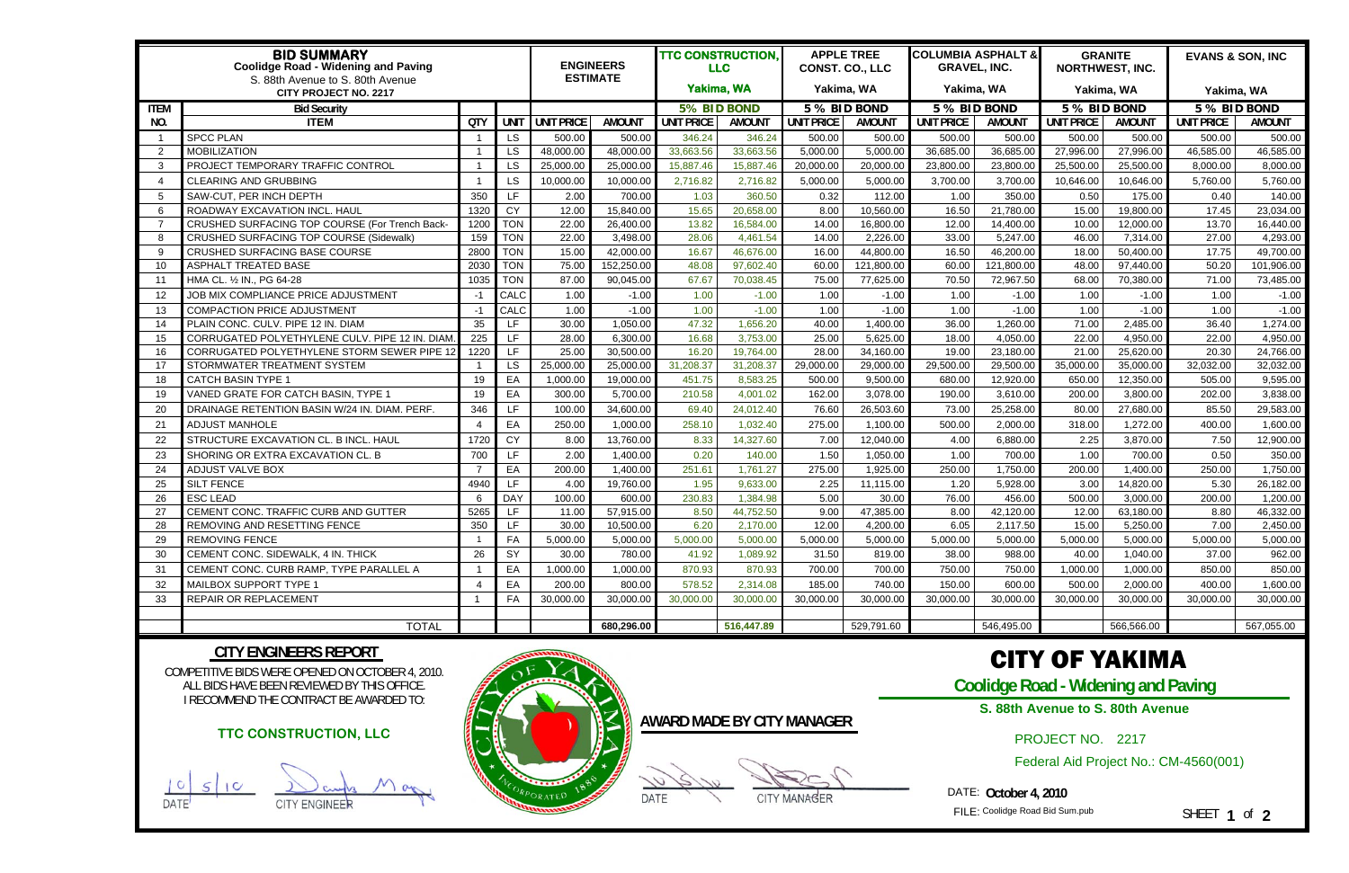| BID SUMMARY<br>Coolidge Road - Widening and Paving<br>S. 88th Avenue to S. 80th Avenue<br>CITY PROJECT NO. 2217 | | | | ENGINEERS ESTIMATE | | TTC CONSTRUCTION, LLC<br>Yakima, WA | | APPLE TREE CONST. CO., LLC<br>Yakima, WA | | COLUMBIA ASPHALT & GRAVEL, INC.<br>Yakima, WA | | GRANITE NORTHWEST, INC.<br>Yakima, WA | | EVANS & SON, INC<br>Yakima, WA | |
|---|---|---|---|---|---|---|---|---|---|---|---|---|---|---|---|
| ITEM | Bid Security | | | | | 5% BID BOND | | 5% BID BOND | | 5% BID BOND | | 5% BID BOND | | 5% BID BOND | |
| NO. | ITEM | QTY | UNIT | UNIT PRICE | AMOUNT | UNIT PRICE | AMOUNT | UNIT PRICE | AMOUNT | UNIT PRICE | AMOUNT | UNIT PRICE | AMOUNT | UNIT PRICE | AMOUNT |
| 1 | SPCC PLAN | 1 | LS | 500.00 | 500.00 | 346.24 | 346.24 | 500.00 | 500.00 | 500.00 | 500.00 | 500.00 | 500.00 | 500.00 | 500.00 |
| 2 | MOBILIZATION | 1 | LS | 48,000.00 | 48,000.00 | 33,663.56 | 33,663.56 | 5,000.00 | 5,000.00 | 36,685.00 | 36,685.00 | 27,996.00 | 27,996.00 | 46,585.00 | 46,585.00 |
| 3 | PROJECT TEMPORARY TRAFFIC CONTROL | 1 | LS | 25,000.00 | 25,000.00 | 15,887.46 | 15,887.46 | 20,000.00 | 20,000.00 | 23,800.00 | 23,800.00 | 25,500.00 | 25,500.00 | 8,000.00 | 8,000.00 |
| 4 | CLEARING AND GRUBBING | 1 | LS | 10,000.00 | 10,000.00 | 2,716.82 | 2,716.82 | 5,000.00 | 5,000.00 | 3,700.00 | 3,700.00 | 10,646.00 | 10,646.00 | 5,760.00 | 5,760.00 |
| 5 | SAW-CUT, PER INCH DEPTH | 350 | LF | 2.00 | 700.00 | 1.03 | 360.50 | 0.32 | 112.00 | 1.00 | 350.00 | 0.50 | 175.00 | 0.40 | 140.00 |
| 6 | ROADWAY EXCAVATION INCL. HAUL | 1320 | CY | 12.00 | 15,840.00 | 15.65 | 20,658.00 | 8.00 | 10,560.00 | 16.50 | 21,780.00 | 15.00 | 19,800.00 | 17.45 | 23,034.00 |
| 7 | CRUSHED SURFACING TOP COURSE (For Trench Back- | 1200 | TON | 22.00 | 26,400.00 | 13.82 | 16,584.00 | 14.00 | 16,800.00 | 12.00 | 14,400.00 | 10.00 | 12,000.00 | 13.70 | 16,440.00 |
| 8 | CRUSHED SURFACING TOP COURSE (Sidewalk) | 159 | TON | 22.00 | 3,498.00 | 28.06 | 4,461.54 | 14.00 | 2,226.00 | 33.00 | 5,247.00 | 46.00 | 7,314.00 | 27.00 | 4,293.00 |
| 9 | CRUSHED SURFACING BASE COURSE | 2800 | TON | 15.00 | 42,000.00 | 16.67 | 46,676.00 | 16.00 | 44,800.00 | 16.50 | 46,200.00 | 18.00 | 50,400.00 | 17.75 | 49,700.00 |
| 10 | ASPHALT TREATED BASE | 2030 | TON | 75.00 | 152,250.00 | 48.08 | 97,602.40 | 60.00 | 121,800.00 | 60.00 | 121,800.00 | 48.00 | 97,440.00 | 50.20 | 101,906.00 |
| 11 | HMA CL. ½ IN., PG 64-28 | 1035 | TON | 87.00 | 90,045.00 | 67.67 | 70,038.45 | 75.00 | 77,625.00 | 70.50 | 72,967.50 | 68.00 | 70,380.00 | 71.00 | 73,485.00 |
| 12 | JOB MIX COMPLIANCE PRICE ADJUSTMENT | -1 | CALC | 1.00 | -1.00 | 1.00 | -1.00 | 1.00 | -1.00 | 1.00 | -1.00 | 1.00 | -1.00 | 1.00 | -1.00 |
| 13 | COMPACTION PRICE ADJUSTMENT | -1 | CALC | 1.00 | -1.00 | 1.00 | -1.00 | 1.00 | -1.00 | 1.00 | -1.00 | 1.00 | -1.00 | 1.00 | -1.00 |
| 14 | PLAIN CONC. CULV. PIPE 12 IN. DIAM | 35 | LF | 30.00 | 1,050.00 | 47.32 | 1,656.20 | 40.00 | 1,400.00 | 36.00 | 1,260.00 | 71.00 | 2,485.00 | 36.40 | 1,274.00 |
| 15 | CORRUGATED POLYETHYLENE CULV. PIPE 12 IN. DIAM. | 225 | LF | 28.00 | 6,300.00 | 16.68 | 3,753.00 | 25.00 | 5,625.00 | 18.00 | 4,050.00 | 22.00 | 4,950.00 | 22.00 | 4,950.00 |
| 16 | CORRUGATED POLYETHYLENE STORM SEWER PIPE 12 | 1220 | LF | 25.00 | 30,500.00 | 16.20 | 19,764.00 | 28.00 | 34,160.00 | 19.00 | 23,180.00 | 21.00 | 25,620.00 | 20.30 | 24,766.00 |
| 17 | STORMWATER TREATMENT SYSTEM | 1 | LS | 25,000.00 | 25,000.00 | 31,208.37 | 31,208.37 | 29,000.00 | 29,000.00 | 29,500.00 | 29,500.00 | 35,000.00 | 35,000.00 | 32,032.00 | 32,032.00 |
| 18 | CATCH BASIN TYPE 1 | 19 | EA | 1,000.00 | 19,000.00 | 451.75 | 8,583.25 | 500.00 | 9,500.00 | 680.00 | 12,920.00 | 650.00 | 12,350.00 | 505.00 | 9,595.00 |
| 19 | VANED GRATE FOR CATCH BASIN, TYPE 1 | 19 | EA | 300.00 | 5,700.00 | 210.58 | 4,001.02 | 162.00 | 3,078.00 | 190.00 | 3,610.00 | 200.00 | 3,800.00 | 202.00 | 3,838.00 |
| 20 | DRAINAGE RETENTION BASIN W/24 IN. DIAM. PERF. | 346 | LF | 100.00 | 34,600.00 | 69.40 | 24,012.40 | 76.60 | 26,503.60 | 73.00 | 25,258.00 | 80.00 | 27,680.00 | 85.50 | 29,583.00 |
| 21 | ADJUST MANHOLE | 4 | EA | 250.00 | 1,000.00 | 258.10 | 1,032.40 | 275.00 | 1,100.00 | 500.00 | 2,000.00 | 318.00 | 1,272.00 | 400.00 | 1,600.00 |
| 22 | STRUCTURE EXCAVATION CL. B INCL. HAUL | 1720 | CY | 8.00 | 13,760.00 | 8.33 | 14,327.60 | 7.00 | 12,040.00 | 4.00 | 6,880.00 | 2.25 | 3,870.00 | 7.50 | 12,900.00 |
| 23 | SHORING OR EXTRA EXCAVATION CL. B | 700 | LF | 2.00 | 1,400.00 | 0.20 | 140.00 | 1.50 | 1,050.00 | 1.00 | 700.00 | 1.00 | 700.00 | 0.50 | 350.00 |
| 24 | ADJUST VALVE BOX | 7 | EA | 200.00 | 1,400.00 | 251.61 | 1,761.27 | 275.00 | 1,925.00 | 250.00 | 1,750.00 | 200.00 | 1,400.00 | 250.00 | 1,750.00 |
| 25 | SILT FENCE | 4940 | LF | 4.00 | 19,760.00 | 1.95 | 9,633.00 | 2.25 | 11,115.00 | 1.20 | 5,928.00 | 3.00 | 14,820.00 | 5.30 | 26,182.00 |
| 26 | ESC LEAD | 6 | DAY | 100.00 | 600.00 | 230.83 | 1,384.98 | 5.00 | 30.00 | 76.00 | 456.00 | 500.00 | 3,000.00 | 200.00 | 1,200.00 |
| 27 | CEMENT CONC. TRAFFIC CURB AND GUTTER | 5265 | LF | 11.00 | 57,915.00 | 8.50 | 44,752.50 | 9.00 | 47,385.00 | 8.00 | 42,120.00 | 12.00 | 63,180.00 | 8.80 | 46,332.00 |
| 28 | REMOVING AND RESETTING FENCE | 350 | LF | 30.00 | 10,500.00 | 6.20 | 2,170.00 | 12.00 | 4,200.00 | 6.05 | 2,117.50 | 15.00 | 5,250.00 | 7.00 | 2,450.00 |
| 29 | REMOVING FENCE | 1 | FA | 5,000.00 | 5,000.00 | 5,000.00 | 5,000.00 | 5,000.00 | 5,000.00 | 5,000.00 | 5,000.00 | 5,000.00 | 5,000.00 | 5,000.00 | 5,000.00 |
| 30 | CEMENT CONC. SIDEWALK, 4 IN. THICK | 26 | SY | 30.00 | 780.00 | 41.92 | 1,089.92 | 31.50 | 819.00 | 38.00 | 988.00 | 40.00 | 1,040.00 | 37.00 | 962.00 |
| 31 | CEMENT CONC. CURB RAMP, TYPE PARALLEL A | 1 | EA | 1,000.00 | 1,000.00 | 870.93 | 870.93 | 700.00 | 700.00 | 750.00 | 750.00 | 1,000.00 | 1,000.00 | 850.00 | 850.00 |
| 32 | MAILBOX SUPPORT TYPE 1 | 4 | EA | 200.00 | 800.00 | 578.52 | 2,314.08 | 185.00 | 740.00 | 150.00 | 600.00 | 500.00 | 2,000.00 | 400.00 | 1,600.00 |
| 33 | REPAIR OR REPLACEMENT | 1 | FA | 30,000.00 | 30,000.00 | 30,000.00 | 30,000.00 | 30,000.00 | 30,000.00 | 30,000.00 | 30,000.00 | 30,000.00 | 30,000.00 | 30,000.00 | 30,000.00 |
| | TOTAL | | | | 680,296.00 | | 516,447.89 | | 529,791.60 | | 546,495.00 | | 566,566.00 | | 567,055.00 |

**CITY ENGINEERS REPORT**

COMPETITIVE BIDS WERE OPENED ON OCTOBER 4, 2010.
ALL BIDS HAVE BEEN REVIEWED BY THIS OFFICE.
I RECOMMEND THE CONTRACT BE AWARDED TO:

**TTC CONSTRUCTION, LLC**

10/5/10 — DATE — CITY ENGINEER

**AWARD MADE BY CITY MANAGER**

DATE — CITY MANAGER

# CITY OF YAKIMA

**Coolidge Road - Widening and Paving**

**S. 88th Avenue to S. 80th Avenue**

PROJECT NO. 2217

Federal Aid Project No.: CM-4560(001)

DATE: **October 4, 2010**

FILE: Coolidge Road Bid Sum.pub

SHEET 1 of 2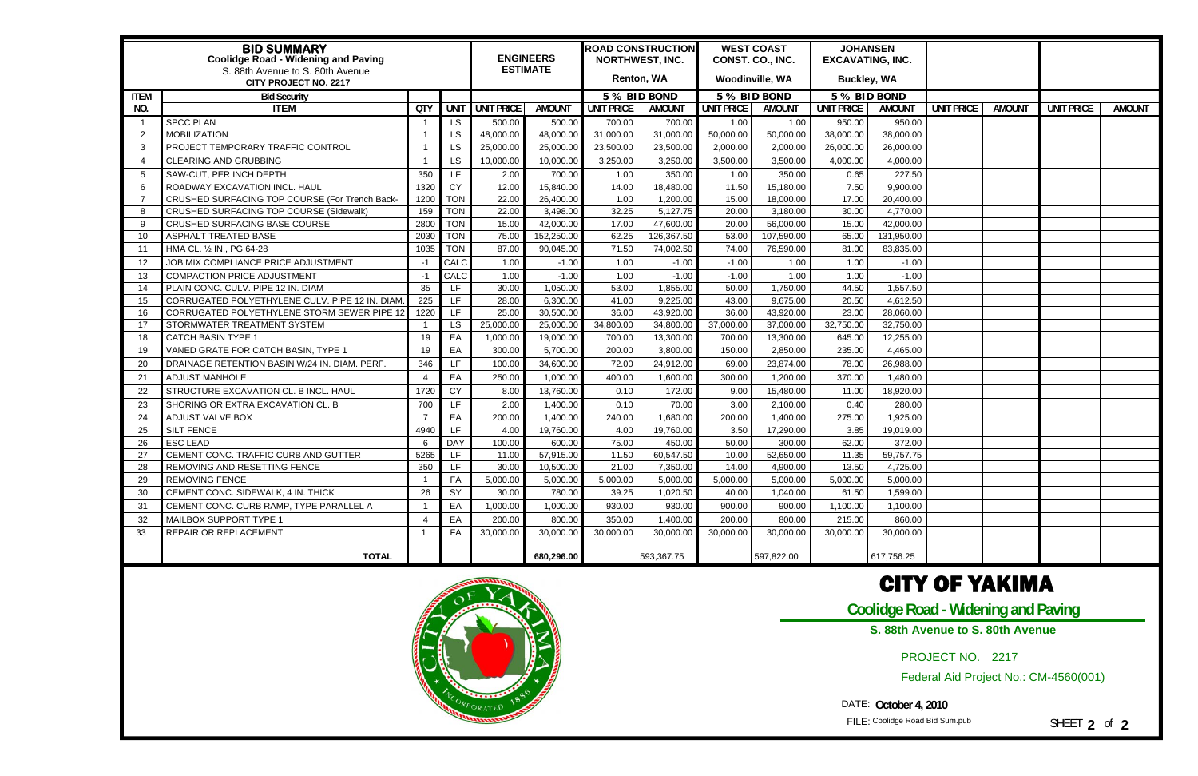| BID SUMMARY<br>Coolidge Road - Widening and Paving<br>S. 88th Avenue to S. 80th Avenue<br>CITY PROJECT NO. 2217 | | | | ENGINEERS ESTIMATE | | ROAD CONSTRUCTION NORTHWEST, INC.<br>Renton, WA | | WEST COAST CONST. CO., INC.<br>Woodinville, WA | | JOHANSEN EXCAVATING, INC.<br>Buckley, WA | | | | | |
|---|---|---|---|---|---|---|---|---|---|---|---|---|---|---|---|
| ITEM | Bid Security | | | | | 5% BID BOND | | 5% BID BOND | | 5% BID BOND | | | | | |
| NO. | ITEM | QTY | UNIT | UNIT PRICE | AMOUNT | UNIT PRICE | AMOUNT | UNIT PRICE | AMOUNT | UNIT PRICE | AMOUNT | UNIT PRICE | AMOUNT | UNIT PRICE | AMOUNT |
| 1 | SPCC PLAN | 1 | LS | 500.00 | 500.00 | 700.00 | 700.00 | 1.00 | 1.00 | 950.00 | 950.00 | | | | |
| 2 | MOBILIZATION | 1 | LS | 48,000.00 | 48,000.00 | 31,000.00 | 31,000.00 | 50,000.00 | 50,000.00 | 38,000.00 | 38,000.00 | | | | |
| 3 | PROJECT TEMPORARY TRAFFIC CONTROL | 1 | LS | 25,000.00 | 25,000.00 | 23,500.00 | 23,500.00 | 2,000.00 | 2,000.00 | 26,000.00 | 26,000.00 | | | | |
| 4 | CLEARING AND GRUBBING | 1 | LS | 10,000.00 | 10,000.00 | 3,250.00 | 3,250.00 | 3,500.00 | 3,500.00 | 4,000.00 | 4,000.00 | | | | |
| 5 | SAW-CUT, PER INCH DEPTH | 350 | LF | 2.00 | 700.00 | 1.00 | 350.00 | 1.00 | 350.00 | 0.65 | 227.50 | | | | |
| 6 | ROADWAY EXCAVATION INCL. HAUL | 1320 | CY | 12.00 | 15,840.00 | 14.00 | 18,480.00 | 11.50 | 15,180.00 | 7.50 | 9,900.00 | | | | |
| 7 | CRUSHED SURFACING TOP COURSE (For Trench Back- | 1200 | TON | 22.00 | 26,400.00 | 1.00 | 1,200.00 | 15.00 | 18,000.00 | 17.00 | 20,400.00 | | | | |
| 8 | CRUSHED SURFACING TOP COURSE (Sidewalk) | 159 | TON | 22.00 | 3,498.00 | 32.25 | 5,127.75 | 20.00 | 3,180.00 | 30.00 | 4,770.00 | | | | |
| 9 | CRUSHED SURFACING BASE COURSE | 2800 | TON | 15.00 | 42,000.00 | 17.00 | 47,600.00 | 20.00 | 56,000.00 | 15.00 | 42,000.00 | | | | |
| 10 | ASPHALT TREATED BASE | 2030 | TON | 75.00 | 152,250.00 | 62.25 | 126,367.50 | 53.00 | 107,590.00 | 65.00 | 131,950.00 | | | | |
| 11 | HMA CL. ½ IN., PG 64-28 | 1035 | TON | 87.00 | 90,045.00 | 71.50 | 74,002.50 | 74.00 | 76,590.00 | 81.00 | 83,835.00 | | | | |
| 12 | JOB MIX COMPLIANCE PRICE ADJUSTMENT | -1 | CALC | 1.00 | -1.00 | 1.00 | -1.00 | -1.00 | 1.00 | 1.00 | -1.00 | | | | |
| 13 | COMPACTION PRICE ADJUSTMENT | -1 | CALC | 1.00 | -1.00 | 1.00 | -1.00 | -1.00 | 1.00 | 1.00 | -1.00 | | | | |
| 14 | PLAIN CONC. CULV. PIPE 12 IN. DIAM | 35 | LF | 30.00 | 1,050.00 | 53.00 | 1,855.00 | 50.00 | 1,750.00 | 44.50 | 1,557.50 | | | | |
| 15 | CORRUGATED POLYETHYLENE CULV. PIPE 12 IN. DIAM. | 225 | LF | 28.00 | 6,300.00 | 41.00 | 9,225.00 | 43.00 | 9,675.00 | 20.50 | 4,612.50 | | | | |
| 16 | CORRUGATED POLYETHYLENE STORM SEWER PIPE 12 | 1220 | LF | 25.00 | 30,500.00 | 36.00 | 43,920.00 | 36.00 | 43,920.00 | 23.00 | 28,060.00 | | | | |
| 17 | STORMWATER TREATMENT SYSTEM | 1 | LS | 25,000.00 | 25,000.00 | 34,800.00 | 34,800.00 | 37,000.00 | 37,000.00 | 32,750.00 | 32,750.00 | | | | |
| 18 | CATCH BASIN TYPE 1 | 19 | EA | 1,000.00 | 19,000.00 | 700.00 | 13,300.00 | 700.00 | 13,300.00 | 645.00 | 12,255.00 | | | | |
| 19 | VANED GRATE FOR CATCH BASIN, TYPE 1 | 19 | EA | 300.00 | 5,700.00 | 200.00 | 3,800.00 | 150.00 | 2,850.00 | 235.00 | 4,465.00 | | | | |
| 20 | DRAINAGE RETENTION BASIN W/24 IN. DIAM. PERF. | 346 | LF | 100.00 | 34,600.00 | 72.00 | 24,912.00 | 69.00 | 23,874.00 | 78.00 | 26,988.00 | | | | |
| 21 | ADJUST MANHOLE | 4 | EA | 250.00 | 1,000.00 | 400.00 | 1,600.00 | 300.00 | 1,200.00 | 370.00 | 1,480.00 | | | | |
| 22 | STRUCTURE EXCAVATION CL. B INCL. HAUL | 1720 | CY | 8.00 | 13,760.00 | 0.10 | 172.00 | 9.00 | 15,480.00 | 11.00 | 18,920.00 | | | | |
| 23 | SHORING OR EXTRA EXCAVATION CL. B | 700 | LF | 2.00 | 1,400.00 | 0.10 | 70.00 | 3.00 | 2,100.00 | 0.40 | 280.00 | | | | |
| 24 | ADJUST VALVE BOX | 7 | EA | 200.00 | 1,400.00 | 240.00 | 1,680.00 | 200.00 | 1,400.00 | 275.00 | 1,925.00 | | | | |
| 25 | SILT FENCE | 4940 | LF | 4.00 | 19,760.00 | 4.00 | 19,760.00 | 3.50 | 17,290.00 | 3.85 | 19,019.00 | | | | |
| 26 | ESC LEAD | 6 | DAY | 100.00 | 600.00 | 75.00 | 450.00 | 50.00 | 300.00 | 62.00 | 372.00 | | | | |
| 27 | CEMENT CONC. TRAFFIC CURB AND GUTTER | 5265 | LF | 11.00 | 57,915.00 | 11.50 | 60,547.50 | 10.00 | 52,650.00 | 11.35 | 59,757.75 | | | | |
| 28 | REMOVING AND RESETTING FENCE | 350 | LF | 30.00 | 10,500.00 | 21.00 | 7,350.00 | 14.00 | 4,900.00 | 13.50 | 4,725.00 | | | | |
| 29 | REMOVING FENCE | 1 | FA | 5,000.00 | 5,000.00 | 5,000.00 | 5,000.00 | 5,000.00 | 5,000.00 | 5,000.00 | 5,000.00 | | | | |
| 30 | CEMENT CONC. SIDEWALK, 4 IN. THICK | 26 | SY | 30.00 | 780.00 | 39.25 | 1,020.50 | 40.00 | 1,040.00 | 61.50 | 1,599.00 | | | | |
| 31 | CEMENT CONC. CURB RAMP, TYPE PARALLEL A | 1 | EA | 1,000.00 | 1,000.00 | 930.00 | 930.00 | 900.00 | 900.00 | 1,100.00 | 1,100.00 | | | | |
| 32 | MAILBOX SUPPORT TYPE 1 | 4 | EA | 200.00 | 800.00 | 350.00 | 1,400.00 | 200.00 | 800.00 | 215.00 | 860.00 | | | | |
| 33 | REPAIR OR REPLACEMENT | 1 | FA | 30,000.00 | 30,000.00 | 30,000.00 | 30,000.00 | 30,000.00 | 30,000.00 | 30,000.00 | 30,000.00 | | | | |
| | | | | | | | | | | | | | | | |
| | TOTAL | | | | 680,296.00 | | 593,367.75 | | 597,822.00 | | 617,756.25 | | | | |

# CITY OF YAKIMA

**Coolidge Road - Widening and Paving**

**S. 88th Avenue to S. 80th Avenue**

PROJECT NO. 2217

Federal Aid Project No.: CM-4560(001)

DATE: **October 4, 2010**

FILE: Coolidge Road Bid Sum.pub

SHEET **2** of **2**